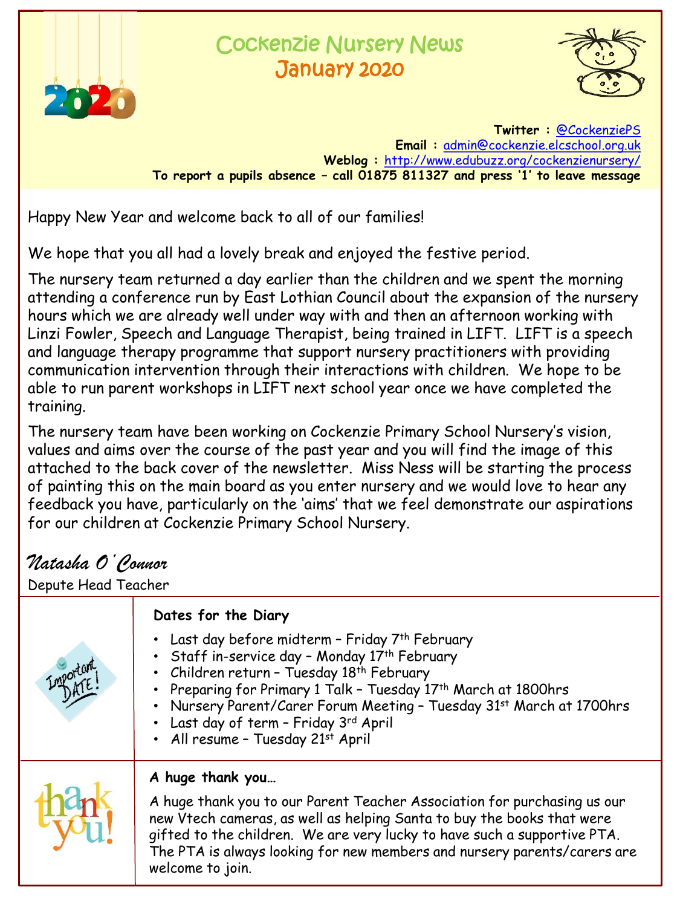# Cockenzie Nursery News
## January 2020

**Twitter :** @CockenziePS
**Email :** admin@cockenzie.elcschool.org.uk
**Weblog :** http://www.edubuzz.org/cockenzienursery/
**To report a pupils absence – call 01875 811327 and press '1' to leave message**

Happy New Year and welcome back to all of our families!

We hope that you all had a lovely break and enjoyed the festive period.

The nursery team returned a day earlier than the children and we spent the morning attending a conference run by East Lothian Council about the expansion of the nursery hours which we are already well under way with and then an afternoon working with Linzi Fowler, Speech and Language Therapist, being trained in LIFT. LIFT is a speech and language therapy programme that support nursery practitioners with providing communication intervention through their interactions with children. We hope to be able to run parent workshops in LIFT next school year once we have completed the training.

The nursery team have been working on Cockenzie Primary School Nursery's vision, values and aims over the course of the past year and you will find the image of this attached to the back cover of the newsletter. Miss Ness will be starting the process of painting this on the main board as you enter nursery and we would love to hear any feedback you have, particularly on the 'aims' that we feel demonstrate our aspirations for our children at Cockenzie Primary School Nursery.

*Natasha O'Connor*
Depute Head Teacher

**Dates for the Diary**

- Last day before midterm – Friday 7th February
- Staff in-service day – Monday 17th February
- Children return – Tuesday 18th February
- Preparing for Primary 1 Talk – Tuesday 17th March at 1800hrs
- Nursery Parent/Carer Forum Meeting – Tuesday 31st March at 1700hrs
- Last day of term – Friday 3rd April
- All resume – Tuesday 21st April

**A huge thank you…**

A huge thank you to our Parent Teacher Association for purchasing us our new Vtech cameras, as well as helping Santa to buy the books that were gifted to the children. We are very lucky to have such a supportive PTA. The PTA is always looking for new members and nursery parents/carers are welcome to join.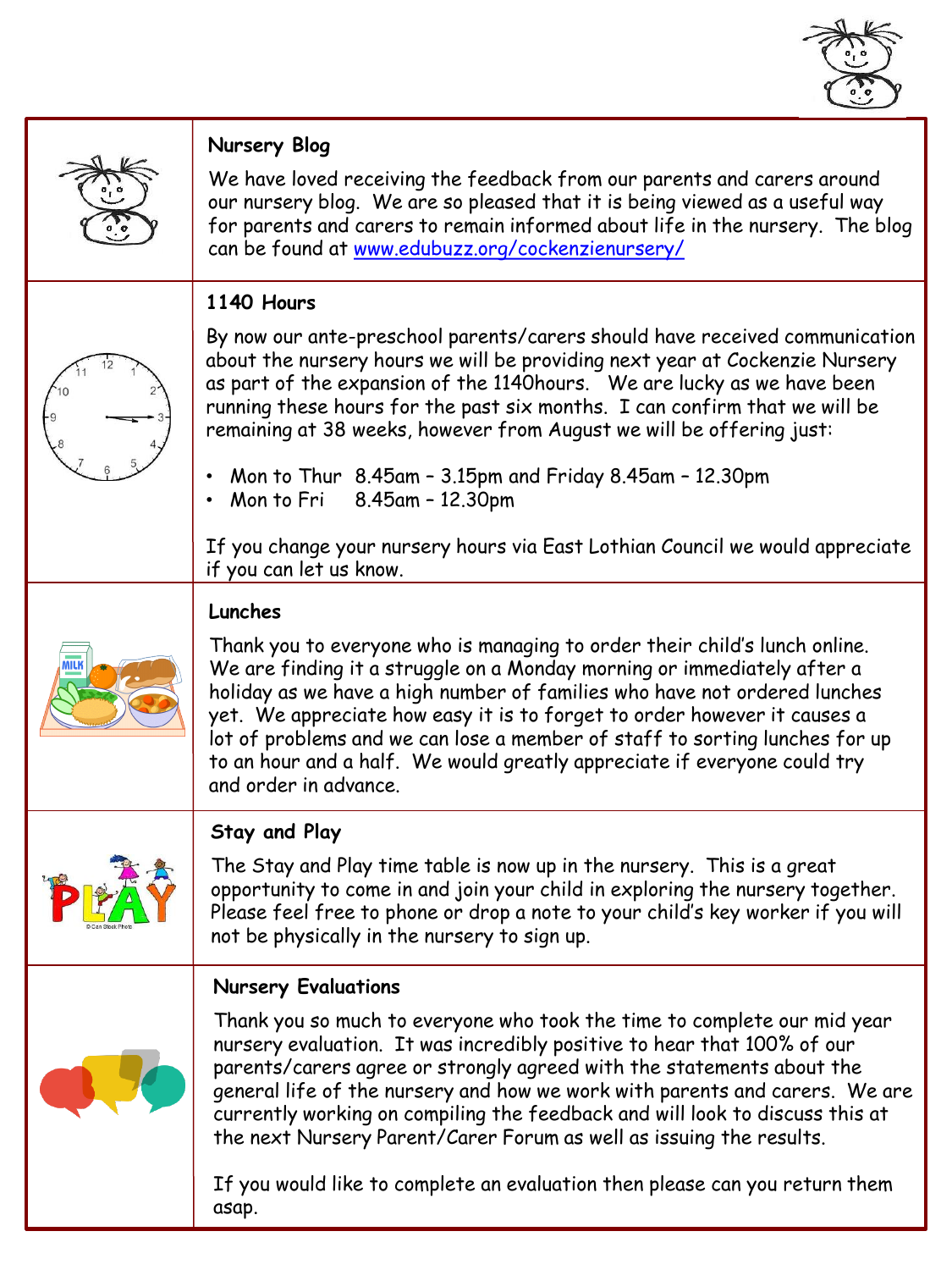## Nursery Blog

We have loved receiving the feedback from our parents and carers around our nursery blog. We are so pleased that it is being viewed as a useful way for parents and carers to remain informed about life in the nursery. The blog can be found at [www.edubuzz.org/cockenzienursery/](www.edubuzz.org/cockenzienursery/)

## 1140 Hours

By now our ante-preschool parents/carers should have received communication about the nursery hours we will be providing next year at Cockenzie Nursery as part of the expansion of the 1140hours. We are lucky as we have been running these hours for the past six months. I can confirm that we will be remaining at 38 weeks, however from August we will be offering just:

- Mon to Thur 8.45am – 3.15pm and Friday 8.45am – 12.30pm
- Mon to Fri 8.45am – 12.30pm

If you change your nursery hours via East Lothian Council we would appreciate if you can let us know.

## Lunches

Thank you to everyone who is managing to order their child's lunch online. We are finding it a struggle on a Monday morning or immediately after a holiday as we have a high number of families who have not ordered lunches yet. We appreciate how easy it is to forget to order however it causes a lot of problems and we can lose a member of staff to sorting lunches for up to an hour and a half. We would greatly appreciate if everyone could try and order in advance.

## Stay and Play

The Stay and Play time table is now up in the nursery. This is a great opportunity to come in and join your child in exploring the nursery together. Please feel free to phone or drop a note to your child's key worker if you will not be physically in the nursery to sign up.

## Nursery Evaluations

Thank you so much to everyone who took the time to complete our mid year nursery evaluation. It was incredibly positive to hear that 100% of our parents/carers agree or strongly agreed with the statements about the general life of the nursery and how we work with parents and carers. We are currently working on compiling the feedback and will look to discuss this at the next Nursery Parent/Carer Forum as well as issuing the results.

If you would like to complete an evaluation then please can you return them asap.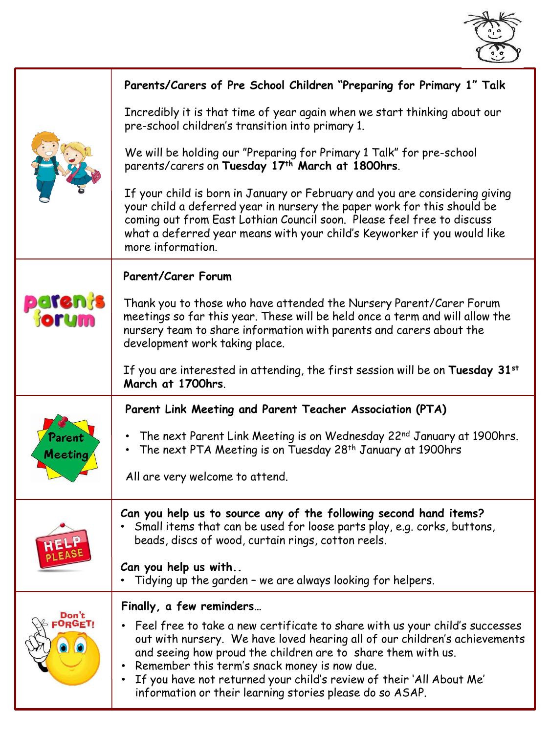**Parents/Carers of Pre School Children "Preparing for Primary 1" Talk**

Incredibly it is that time of year again when we start thinking about our pre-school children's transition into primary 1.

We will be holding our "Preparing for Primary 1 Talk" for pre-school parents/carers on **Tuesday 17th March at 1800hrs**.

If your child is born in January or February and you are considering giving your child a deferred year in nursery the paper work for this should be coming out from East Lothian Council soon. Please feel free to discuss what a deferred year means with your child's Keyworker if you would like more information.

**Parent/Carer Forum**

Thank you to those who have attended the Nursery Parent/Carer Forum meetings so far this year. These will be held once a term and will allow the nursery team to share information with parents and carers about the development work taking place.

If you are interested in attending, the first session will be on **Tuesday 31st March at 1700hrs**.

**Parent Link Meeting and Parent Teacher Association (PTA)**

- The next Parent Link Meeting is on Wednesday 22nd January at 1900hrs.
- The next PTA Meeting is on Tuesday 28th January at 1900hrs

All are very welcome to attend.

**Can you help us to source any of the following second hand items?**

- Small items that can be used for loose parts play, e.g. corks, buttons, beads, discs of wood, curtain rings, cotton reels.

**Can you help us with..**

- Tidying up the garden – we are always looking for helpers.

**Finally, a few reminders…**

- Feel free to take a new certificate to share with us your child's successes out with nursery. We have loved hearing all of our children's achievements and seeing how proud the children are to share them with us.
- Remember this term's snack money is now due.
- If you have not returned your child's review of their 'All About Me' information or their learning stories please do so ASAP.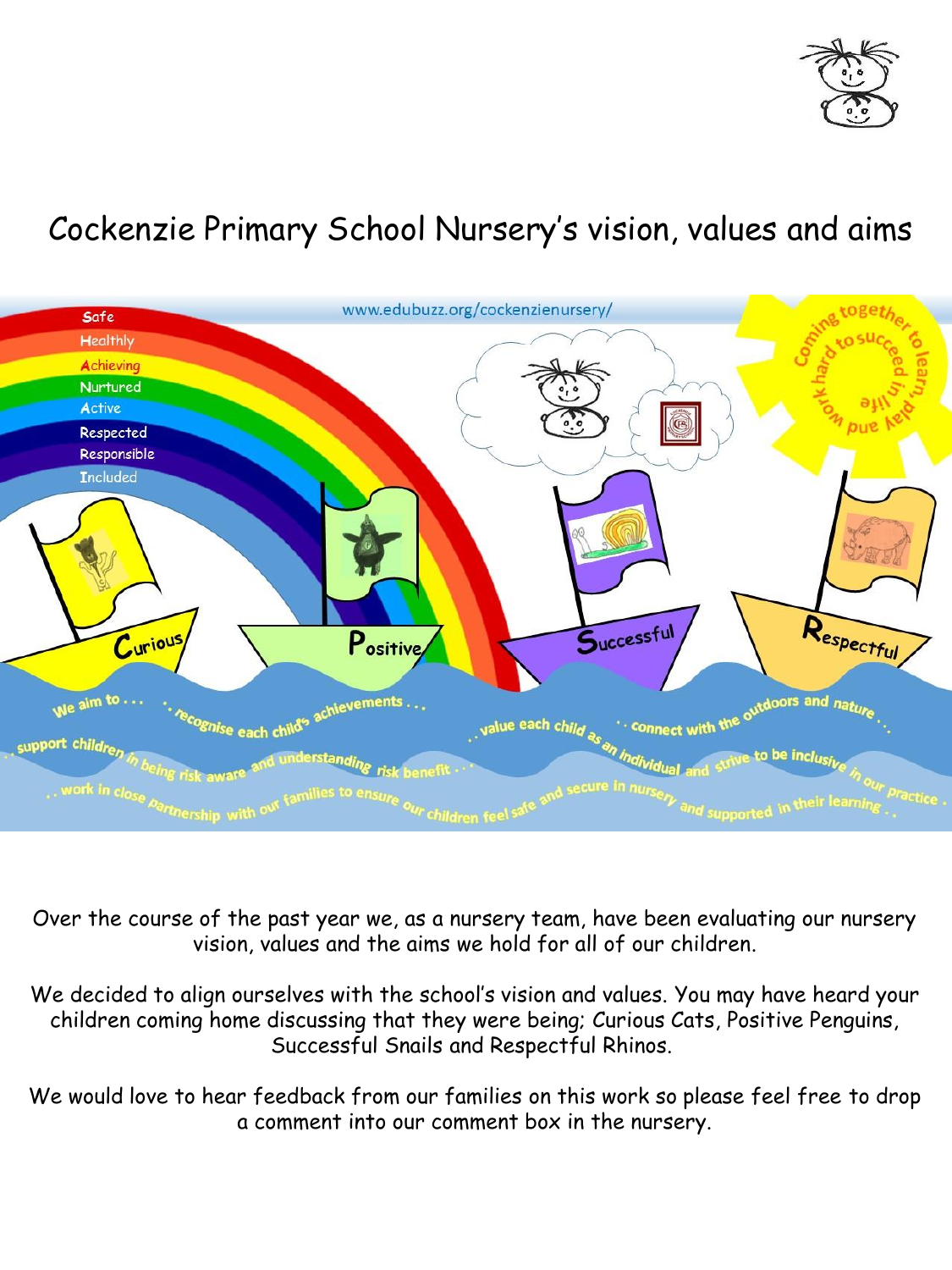# Cockenzie Primary School Nursery's vision, values and aims

www.edubuzz.org/cockenzienursery/

Safe
Healthly
Achieving
Nurtured
Active
Respected
Responsible
Included

Coming together to learn, play and work hard to succeed in life

Curious

Positive

Successful

Respectful

We aim to . . . . . recognise each child's achievements . . . . . value each child as an individual and strive to be inclusive in our practice . . . connect with the outdoors and nature . . .

. . support children in being risk aware and understanding risk benefit . . .

. . work in close partnership with our families to ensure our children feel safe and secure in nursery and supported in their learning . .

Over the course of the past year we, as a nursery team, have been evaluating our nursery vision, values and the aims we hold for all of our children.

We decided to align ourselves with the school's vision and values. You may have heard your children coming home discussing that they were being; Curious Cats, Positive Penguins, Successful Snails and Respectful Rhinos.

We would love to hear feedback from our families on this work so please feel free to drop a comment into our comment box in the nursery.